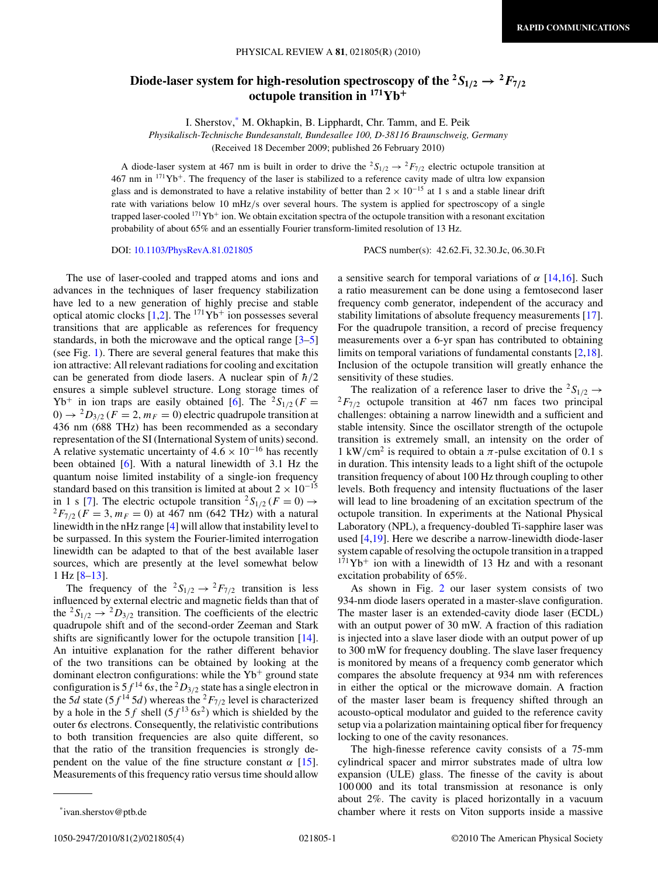# Diode-laser system for high-resolution spectroscopy of the $^2S_{1/2} \rightarrow {}^2F_{7/2}$ octupole transition in $^{171}$Yb$^+$

I. Sherstov,* M. Okhapkin, B. Lipphardt, Chr. Tamm, and E. Peik

*Physikalisch-Technische Bundesanstalt, Bundesallee 100, D-38116 Braunschweig, Germany*

(Received 18 December 2009; published 26 February 2010)

A diode-laser system at 467 nm is built in order to drive the $^2S_{1/2} \rightarrow {}^2F_{7/2}$ electric octupole transition at 467 nm in $^{171}$Yb$^+$. The frequency of the laser is stabilized to a reference cavity made of ultra low expansion glass and is demonstrated to have a relative instability of better than $2 \times 10^{-15}$ at 1 s and a stable linear drift rate with variations below 10 mHz/s over several hours. The system is applied for spectroscopy of a single trapped laser-cooled $^{171}$Yb$^+$ ion. We obtain excitation spectra of the octupole transition with a resonant excitation probability of about 65% and an essentially Fourier transform-limited resolution of 13 Hz.

DOI: 10.1103/PhysRevA.81.021805    PACS number(s): 42.62.Fi, 32.30.Jc, 06.30.Ft

The use of laser-cooled and trapped atoms and ions and advances in the techniques of laser frequency stabilization have led to a new generation of highly precise and stable optical atomic clocks [1,2]. The $^{171}$Yb$^+$ ion possesses several transitions that are applicable as references for frequency standards, in both the microwave and the optical range [3–5] (see Fig. 1). There are several general features that make this ion attractive: All relevant radiations for cooling and excitation can be generated from diode lasers. A nuclear spin of $\hbar/2$ ensures a simple sublevel structure. Long storage times of Yb$^+$ in ion traps are easily obtained [6]. The $^2S_{1/2}\,(F = 0) \rightarrow {}^2D_{3/2}\,(F = 2, m_F = 0)$ electric quadrupole transition at 436 nm (688 THz) has been recommended as a secondary representation of the SI (International System of units) second. A relative systematic uncertainty of $4.6 \times 10^{-16}$ has recently been obtained [6]. With a natural linewidth of 3.1 Hz the quantum noise limited instability of a single-ion frequency standard based on this transition is limited at about $2 \times 10^{-15}$ in 1 s [7]. The electric octupole transition $^2S_{1/2}\,(F = 0) \rightarrow {}^2F_{7/2}\,(F = 3, m_F = 0)$ at 467 nm (642 THz) with a natural linewidth in the nHz range [4] will allow that instability level to be surpassed. In this system the Fourier-limited interrogation linewidth can be adapted to that of the best available laser sources, which are presently at the level somewhat below 1 Hz [8–13].

The frequency of the $^2S_{1/2} \rightarrow {}^2F_{7/2}$ transition is less influenced by external electric and magnetic fields than that of the $^2S_{1/2} \rightarrow {}^2D_{3/2}$ transition. The coefficients of the electric quadrupole shift and of the second-order Zeeman and Stark shifts are significantly lower for the octupole transition [14]. An intuitive explanation for the rather different behavior of the two transitions can be obtained by looking at the dominant electron configurations: while the Yb$^+$ ground state configuration is $5f^{14}\,6s$, the $^2D_{3/2}$ state has a single electron in the $5d$ state ($5f^{14}\,5d$) whereas the $^2F_{7/2}$ level is characterized by a hole in the $5f$ shell ($5f^{13}\,6s^2$) which is shielded by the outer $6s$ electrons. Consequently, the relativistic contributions to both transition frequencies are also quite different, so that the ratio of the transition frequencies is strongly dependent on the value of the fine structure constant $\alpha$ [15]. Measurements of this frequency ratio versus time should allow a sensitive search for temporal variations of $\alpha$ [14,16]. Such a ratio measurement can be done using a femtosecond laser frequency comb generator, independent of the accuracy and stability limitations of absolute frequency measurements [17]. For the quadrupole transition, a record of precise frequency measurements over a 6-yr span has contributed to obtaining limits on temporal variations of fundamental constants [2,18]. Inclusion of the octupole transition will greatly enhance the sensitivity of these studies.

The realization of a reference laser to drive the $^2S_{1/2} \rightarrow {}^2F_{7/2}$ octupole transition at 467 nm faces two principal challenges: obtaining a narrow linewidth and a sufficient and stable intensity. Since the oscillator strength of the octupole transition is extremely small, an intensity on the order of 1 kW/cm$^2$ is required to obtain a $\pi$-pulse excitation of 0.1 s in duration. This intensity leads to a light shift of the octupole transition frequency of about 100 Hz through coupling to other levels. Both frequency and intensity fluctuations of the laser will lead to line broadening of an excitation spectrum of the octupole transition. In experiments at the National Physical Laboratory (NPL), a frequency-doubled Ti-sapphire laser was used [4,19]. Here we describe a narrow-linewidth diode-laser system capable of resolving the octupole transition in a trapped $^{171}$Yb$^+$ ion with a linewidth of 13 Hz and with a resonant excitation probability of 65%.

As shown in Fig. 2 our laser system consists of two 934-nm diode lasers operated in a master-slave configuration. The master laser is an extended-cavity diode laser (ECDL) with an output power of 30 mW. A fraction of this radiation is injected into a slave laser diode with an output power of up to 300 mW for frequency doubling. The slave laser frequency is monitored by means of a frequency comb generator which compares the absolute frequency at 934 nm with references in either the optical or the microwave domain. A fraction of the master laser beam is frequency shifted through an acousto-optical modulator and guided to the reference cavity setup via a polarization maintaining optical fiber for frequency locking to one of the cavity resonances.

The high-finesse reference cavity consists of a 75-mm cylindrical spacer and mirror substrates made of ultra low expansion (ULE) glass. The finesse of the cavity is about 100 000 and its total transmission at resonance is only about 2%. The cavity is placed horizontally in a vacuum chamber where it rests on Viton supports inside a massive

*ivan.sherstov@ptb.de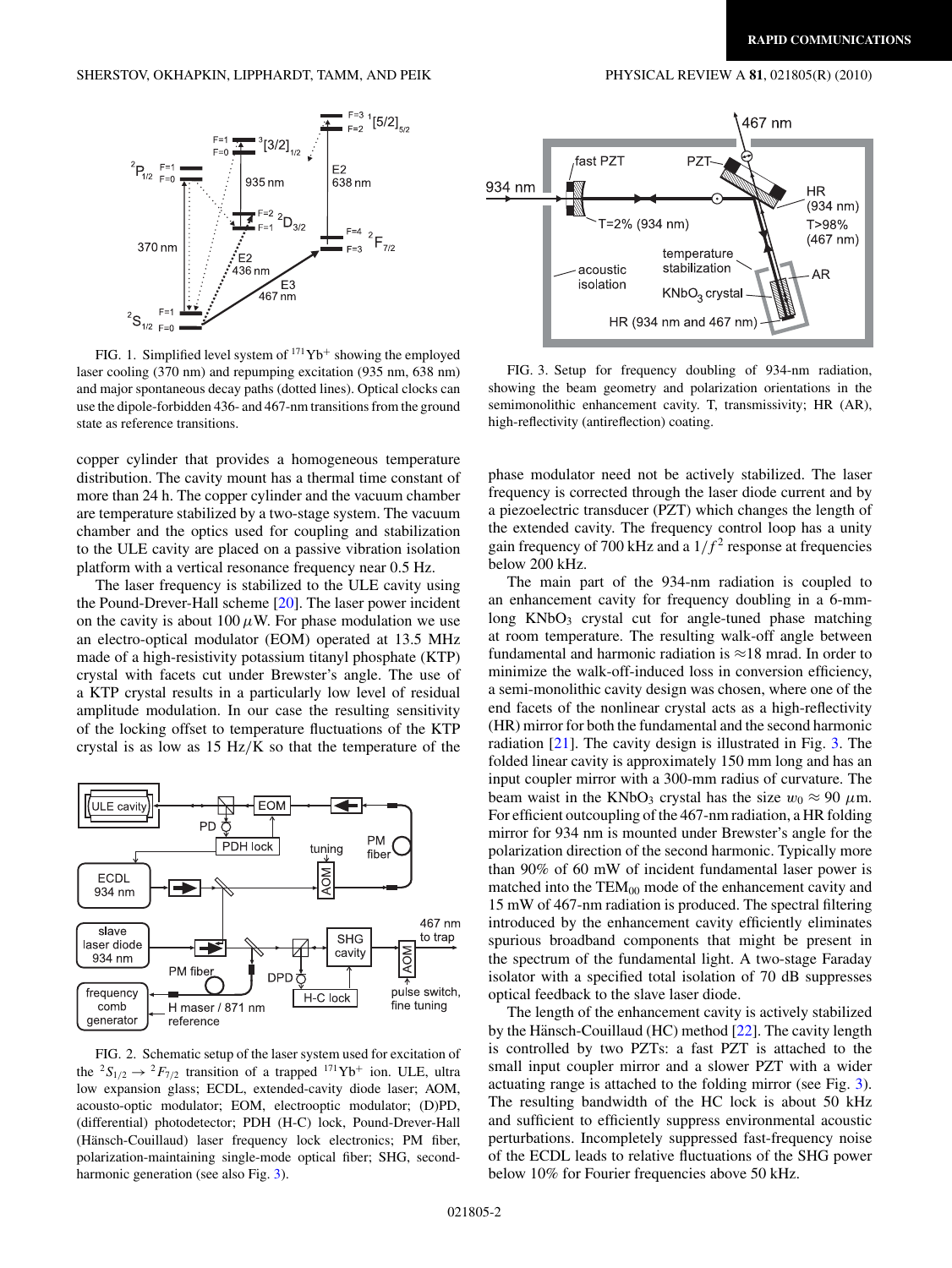FIG. 1. Simplified level system of $^{171}$Yb$^+$ showing the employed laser cooling (370 nm) and repumping excitation (935 nm, 638 nm) and major spontaneous decay paths (dotted lines). Optical clocks can use the dipole-forbidden 436- and 467-nm transitions from the ground state as reference transitions.

copper cylinder that provides a homogeneous temperature distribution. The cavity mount has a thermal time constant of more than 24 h. The copper cylinder and the vacuum chamber are temperature stabilized by a two-stage system. The vacuum chamber and the optics used for coupling and stabilization to the ULE cavity are placed on a passive vibration isolation platform with a vertical resonance frequency near 0.5 Hz.

The laser frequency is stabilized to the ULE cavity using the Pound-Drever-Hall scheme [20]. The laser power incident on the cavity is about 100 $\mu$W. For phase modulation we use an electro-optical modulator (EOM) operated at 13.5 MHz made of a high-resistivity potassium titanyl phosphate (KTP) crystal with facets cut under Brewster's angle. The use of a KTP crystal results in a particularly low level of residual amplitude modulation. In our case the resulting sensitivity of the locking offset to temperature fluctuations of the KTP crystal is as low as 15 Hz/K so that the temperature of the phase modulator need not be actively stabilized. The laser frequency is corrected through the laser diode current and by a piezoelectric transducer (PZT) which changes the length of the extended cavity. The frequency control loop has a unity gain frequency of 700 kHz and a $1/f^2$ response at frequencies below 200 kHz.

FIG. 2. Schematic setup of the laser system used for excitation of the $^2S_{1/2} \rightarrow {}^2F_{7/2}$ transition of a trapped $^{171}$Yb$^+$ ion. ULE, ultra low expansion glass; ECDL, extended-cavity diode laser; AOM, acousto-optic modulator; EOM, electrooptic modulator; (D)PD, (differential) photodetector; PDH (H-C) lock, Pound-Drever-Hall (Hänsch-Couillaud) laser frequency lock electronics; PM fiber, polarization-maintaining single-mode optical fiber; SHG, second-harmonic generation (see also Fig. 3).

FIG. 3. Setup for frequency doubling of 934-nm radiation, showing the beam geometry and polarization orientations in the semimonolithic enhancement cavity. T, transmissivity; HR (AR), high-reflectivity (antireflection) coating.

The main part of the 934-nm radiation is coupled to an enhancement cavity for frequency doubling in a 6-mm-long $KNbO_3$ crystal cut for angle-tuned phase matching at room temperature. The resulting walk-off angle between fundamental and harmonic radiation is $\approx$18 mrad. In order to minimize the walk-off-induced loss in conversion efficiency, a semi-monolithic cavity design was chosen, where one of the end facets of the nonlinear crystal acts as a high-reflectivity (HR) mirror for both the fundamental and the second harmonic radiation [21]. The cavity design is illustrated in Fig. 3. The folded linear cavity is approximately 150 mm long and has an input coupler mirror with a 300-mm radius of curvature. The beam waist in the $KNbO_3$ crystal has the size $w_0 \approx 90$ $\mu$m. For efficient outcoupling of the 467-nm radiation, a HR folding mirror for 934 nm is mounted under Brewster's angle for the polarization direction of the second harmonic. Typically more than 90% of 60 mW of incident fundamental laser power is matched into the $TEM_{00}$ mode of the enhancement cavity and 15 mW of 467-nm radiation is produced. The spectral filtering introduced by the enhancement cavity efficiently eliminates spurious broadband components that might be present in the spectrum of the fundamental light. A two-stage Faraday isolator with a specified total isolation of 70 dB suppresses optical feedback to the slave laser diode.

The length of the enhancement cavity is actively stabilized by the Hänsch-Couillaud (HC) method [22]. The cavity length is controlled by two PZTs: a fast PZT is attached to the small input coupler mirror and a slower PZT with a wider actuating range is attached to the folding mirror (see Fig. 3). The resulting bandwidth of the HC lock is about 50 kHz and sufficient to efficiently suppress environmental acoustic perturbations. Incompletely suppressed fast-frequency noise of the ECDL leads to relative fluctuations of the SHG power below 10% for Fourier frequencies above 50 kHz.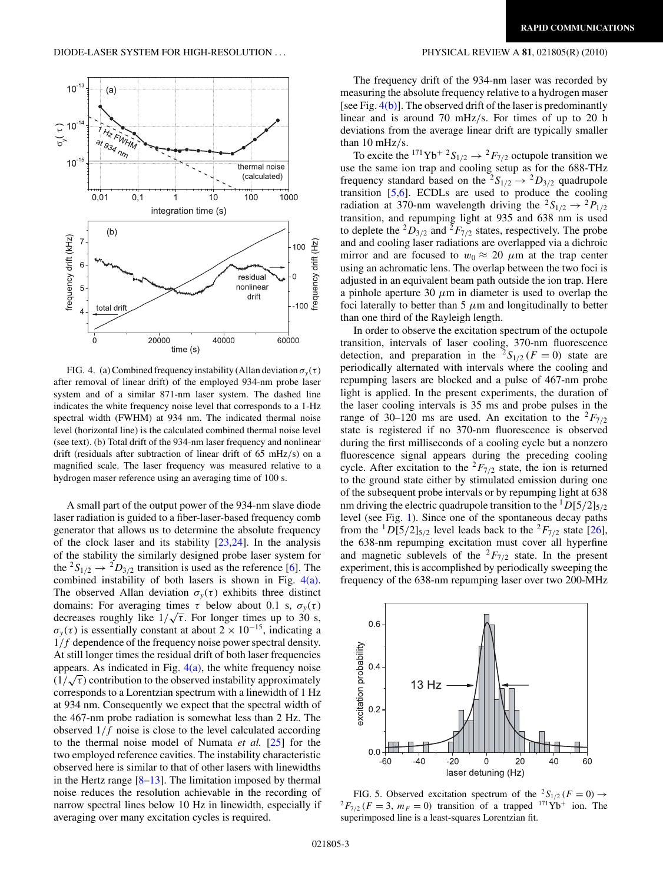FIG. 4. (a) Combined frequency instability (Allan deviation $\sigma_y(\tau)$ after removal of linear drift) of the employed 934-nm probe laser system and of a similar 871-nm laser system. The dashed line indicates the white frequency noise level that corresponds to a 1-Hz spectral width (FWHM) at 934 nm. The indicated thermal noise level (horizontal line) is the calculated combined thermal noise level (see text). (b) Total drift of the 934-nm laser frequency and nonlinear drift (residuals after subtraction of linear drift of 65 mHz/s) on a magnified scale. The laser frequency was measured relative to a hydrogen maser reference using an averaging time of 100 s.

A small part of the output power of the 934-nm slave diode laser radiation is guided to a fiber-laser-based frequency comb generator that allows us to determine the absolute frequency of the clock laser and its stability [23,24]. In the analysis of the stability the similarly designed probe laser system for the ${}^2S_{1/2} \rightarrow {}^2D_{3/2}$ transition is used as the reference [6]. The combined instability of both lasers is shown in Fig. 4(a). The observed Allan deviation $\sigma_y(\tau)$ exhibits three distinct domains: For averaging times $\tau$ below about 0.1 s, $\sigma_y(\tau)$ decreases roughly like $1/\sqrt{\tau}$. For longer times up to 30 s, $\sigma_y(\tau)$ is essentially constant at about $2 \times 10^{-15}$, indicating a $1/f$ dependence of the frequency noise power spectral density. At still longer times the residual drift of both laser frequencies appears. As indicated in Fig. 4(a), the white frequency noise ($1/\sqrt{\tau}$) contribution to the observed instability approximately corresponds to a Lorentzian spectrum with a linewidth of 1 Hz at 934 nm. Consequently we expect that the spectral width of the 467-nm probe radiation is somewhat less than 2 Hz. The observed $1/f$ noise is close to the level calculated according to the thermal noise model of Numata *et al.* [25] for the two employed reference cavities. The instability characteristic observed here is similar to that of other lasers with linewidths in the Hertz range [8–13]. The instability imposed by thermal noise reduces the resolution achievable in the recording of narrow spectral lines below 10 Hz in linewidth, especially if averaging over many excitation cycles is required.

The frequency drift of the 934-nm laser was recorded by measuring the absolute frequency relative to a hydrogen maser [see Fig. 4(b)]. The observed drift of the laser is predominantly linear and is around 70 mHz/s. For times of up to 20 h deviations from the average linear drift are typically smaller than 10 mHz/s.

To excite the ${}^{171}\mathrm{Yb}^+$ ${}^2S_{1/2} \rightarrow {}^2F_{7/2}$ octupole transition we use the same ion trap and cooling setup as for the 688-THz frequency standard based on the ${}^2S_{1/2} \rightarrow {}^2D_{3/2}$ quadrupole transition [5,6]. ECDLs are used to produce the cooling radiation at 370-nm wavelength driving the ${}^2S_{1/2} \rightarrow {}^2P_{1/2}$ transition, and repumping light at 935 and 638 nm is used to deplete the ${}^2D_{3/2}$ and ${}^2F_{7/2}$ states, respectively. The probe and and cooling laser radiations are overlapped via a dichroic mirror and are focused to $w_0 \approx 20$ $\mu$m at the trap center using an achromatic lens. The overlap between the two foci is adjusted in an equivalent beam path outside the ion trap. Here a pinhole aperture 30 $\mu$m in diameter is used to overlap the foci laterally to better than 5 $\mu$m and longitudinally to better than one third of the Rayleigh length.

In order to observe the excitation spectrum of the octupole transition, intervals of laser cooling, 370-nm fluorescence detection, and preparation in the ${}^2S_{1/2}(F=0)$ state are periodically alternated with intervals where the cooling and repumping lasers are blocked and a pulse of 467-nm probe light is applied. In the present experiments, the duration of the laser cooling intervals is 35 ms and probe pulses in the range of 30–120 ms are used. An excitation to the ${}^2F_{7/2}$ state is registered if no 370-nm fluorescence is observed during the first milliseconds of a cooling cycle but a nonzero fluorescence signal appears during the preceding cooling cycle. After excitation to the ${}^2F_{7/2}$ state, the ion is returned to the ground state either by stimulated emission during one of the subsequent probe intervals or by repumping light at 638 nm driving the electric quadrupole transition to the ${}^1D[5/2]_{5/2}$ level (see Fig. 1). Since one of the spontaneous decay paths from the ${}^1D[5/2]_{5/2}$ level leads back to the ${}^2F_{7/2}$ state [26], the 638-nm repumping excitation must cover all hyperfine and magnetic sublevels of the ${}^2F_{7/2}$ state. In the present experiment, this is accomplished by periodically sweeping the frequency of the 638-nm repumping laser over two 200-MHz

FIG. 5. Observed excitation spectrum of the ${}^2S_{1/2}(F=0) \rightarrow {}^2F_{7/2}(F=3,\, m_F=0)$ transition of a trapped ${}^{171}\mathrm{Yb}^+$ ion. The superimposed line is a least-squares Lorentzian fit.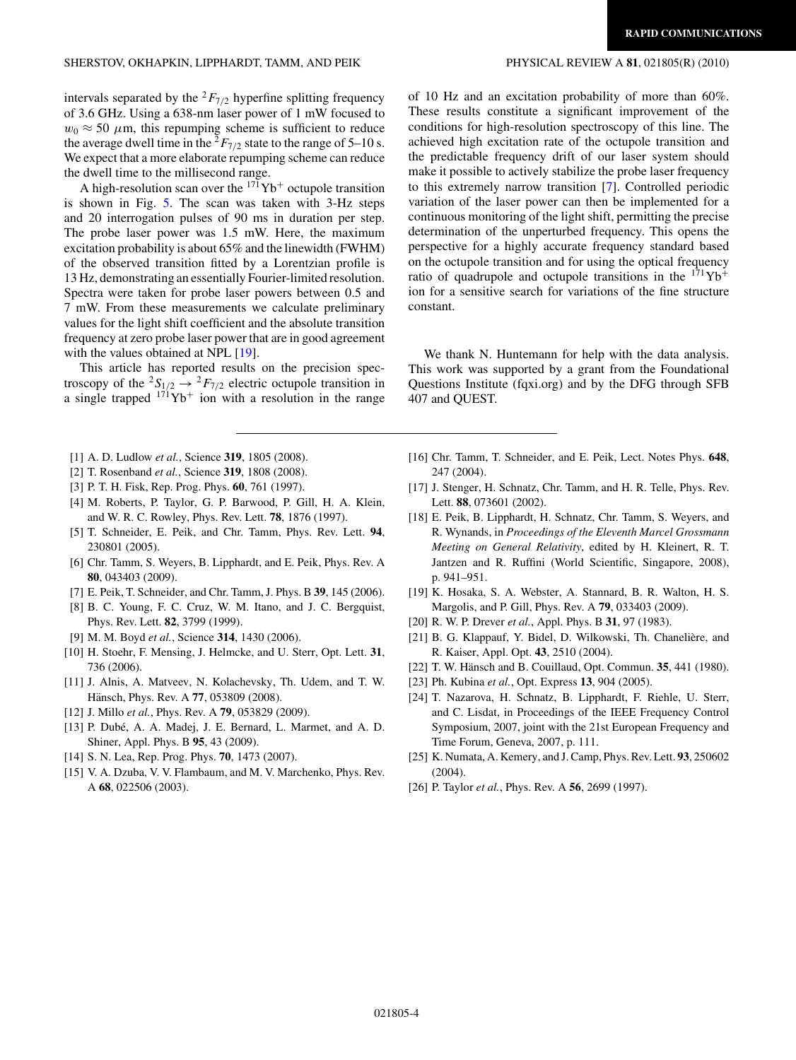intervals separated by the $^2F_{7/2}$ hyperfine splitting frequency of 3.6 GHz. Using a 638-nm laser power of 1 mW focused to $w_0 \approx 50\ \mu$m, this repumping scheme is sufficient to reduce the average dwell time in the $^2F_{7/2}$ state to the range of 5–10 s. We expect that a more elaborate repumping scheme can reduce the dwell time to the millisecond range.

A high-resolution scan over the $^{171}Yb^+$ octupole transition is shown in Fig. 5. The scan was taken with 3-Hz steps and 20 interrogation pulses of 90 ms in duration per step. The probe laser power was 1.5 mW. Here, the maximum excitation probability is about 65% and the linewidth (FWHM) of the observed transition fitted by a Lorentzian profile is 13 Hz, demonstrating an essentially Fourier-limited resolution. Spectra were taken for probe laser powers between 0.5 and 7 mW. From these measurements we calculate preliminary values for the light shift coefficient and the absolute transition frequency at zero probe laser power that are in good agreement with the values obtained at NPL [19].

This article has reported results on the precision spectroscopy of the $^2S_{1/2} \rightarrow {}^2F_{7/2}$ electric octupole transition in a single trapped $^{171}Yb^+$ ion with a resolution in the range of 10 Hz and an excitation probability of more than 60%. These results constitute a significant improvement of the conditions for high-resolution spectroscopy of this line. The achieved high excitation rate of the octupole transition and the predictable frequency drift of our laser system should make it possible to actively stabilize the probe laser frequency to this extremely narrow transition [7]. Controlled periodic variation of the laser power can then be implemented for a continuous monitoring of the light shift, permitting the precise determination of the unperturbed frequency. This opens the perspective for a highly accurate frequency standard based on the octupole transition and for using the optical frequency ratio of quadrupole and octupole transitions in the $^{171}Yb^+$ ion for a sensitive search for variations of the fine structure constant.

We thank N. Huntemann for help with the data analysis. This work was supported by a grant from the Foundational Questions Institute (fqxi.org) and by the DFG through SFB 407 and QUEST.

---

[1] A. D. Ludlow *et al.*, Science **319**, 1805 (2008).
[2] T. Rosenband *et al.*, Science **319**, 1808 (2008).
[3] P. T. H. Fisk, Rep. Prog. Phys. **60**, 761 (1997).
[4] M. Roberts, P. Taylor, G. P. Barwood, P. Gill, H. A. Klein, and W. R. C. Rowley, Phys. Rev. Lett. **78**, 1876 (1997).
[5] T. Schneider, E. Peik, and Chr. Tamm, Phys. Rev. Lett. **94**, 230801 (2005).
[6] Chr. Tamm, S. Weyers, B. Lipphardt, and E. Peik, Phys. Rev. A **80**, 043403 (2009).
[7] E. Peik, T. Schneider, and Chr. Tamm, J. Phys. B **39**, 145 (2006).
[8] B. C. Young, F. C. Cruz, W. M. Itano, and J. C. Bergquist, Phys. Rev. Lett. **82**, 3799 (1999).
[9] M. M. Boyd *et al.*, Science **314**, 1430 (2006).
[10] H. Stoehr, F. Mensing, J. Helmcke, and U. Sterr, Opt. Lett. **31**, 736 (2006).
[11] J. Alnis, A. Matveev, N. Kolachevsky, Th. Udem, and T. W. Hänsch, Phys. Rev. A **77**, 053809 (2008).
[12] J. Millo *et al.*, Phys. Rev. A **79**, 053829 (2009).
[13] P. Dubé, A. A. Madej, J. E. Bernard, L. Marmet, and A. D. Shiner, Appl. Phys. B **95**, 43 (2009).
[14] S. N. Lea, Rep. Prog. Phys. **70**, 1473 (2007).
[15] V. A. Dzuba, V. V. Flambaum, and M. V. Marchenko, Phys. Rev. A **68**, 022506 (2003).
[16] Chr. Tamm, T. Schneider, and E. Peik, Lect. Notes Phys. **648**, 247 (2004).
[17] J. Stenger, H. Schnatz, Chr. Tamm, and H. R. Telle, Phys. Rev. Lett. **88**, 073601 (2002).
[18] E. Peik, B. Lipphardt, H. Schnatz, Chr. Tamm, S. Weyers, and R. Wynands, in *Proceedings of the Eleventh Marcel Grossmann Meeting on General Relativity*, edited by H. Kleinert, R. T. Jantzen and R. Ruffini (World Scientific, Singapore, 2008), p. 941–951.
[19] K. Hosaka, S. A. Webster, A. Stannard, B. R. Walton, H. S. Margolis, and P. Gill, Phys. Rev. A **79**, 033403 (2009).
[20] R. W. P. Drever *et al.*, Appl. Phys. B **31**, 97 (1983).
[21] B. G. Klappauf, Y. Bidel, D. Wilkowski, Th. Chanelière, and R. Kaiser, Appl. Opt. **43**, 2510 (2004).
[22] T. W. Hänsch and B. Couillaud, Opt. Commun. **35**, 441 (1980).
[23] Ph. Kubina *et al.*, Opt. Express **13**, 904 (2005).
[24] T. Nazarova, H. Schnatz, B. Lipphardt, F. Riehle, U. Sterr, and C. Lisdat, in Proceedings of the IEEE Frequency Control Symposium, 2007, joint with the 21st European Frequency and Time Forum, Geneva, 2007, p. 111.
[25] K. Numata, A. Kemery, and J. Camp, Phys. Rev. Lett. **93**, 250602 (2004).
[26] P. Taylor *et al.*, Phys. Rev. A **56**, 2699 (1997).